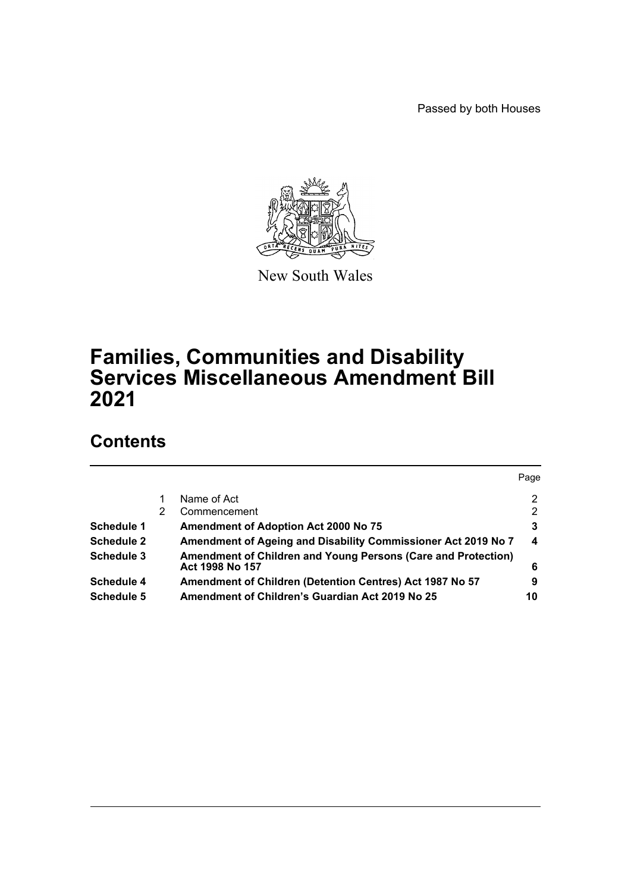Passed by both Houses

New South Wales

# Families, Communities and Disability Services Miscellaneous Amendment Bill 2021

## Contents

| | | | Page |
|---|---|---|---|
| | 1 | Name of Act | 2 |
| | 2 | Commencement | 2 |
| **Schedule 1** | | **Amendment of Adoption Act 2000 No 75** | **3** |
| **Schedule 2** | | **Amendment of Ageing and Disability Commissioner Act 2019 No 7** | **4** |
| **Schedule 3** | | **Amendment of Children and Young Persons (Care and Protection) Act 1998 No 157** | **6** |
| **Schedule 4** | | **Amendment of Children (Detention Centres) Act 1987 No 57** | **9** |
| **Schedule 5** | | **Amendment of Children's Guardian Act 2019 No 25** | **10** |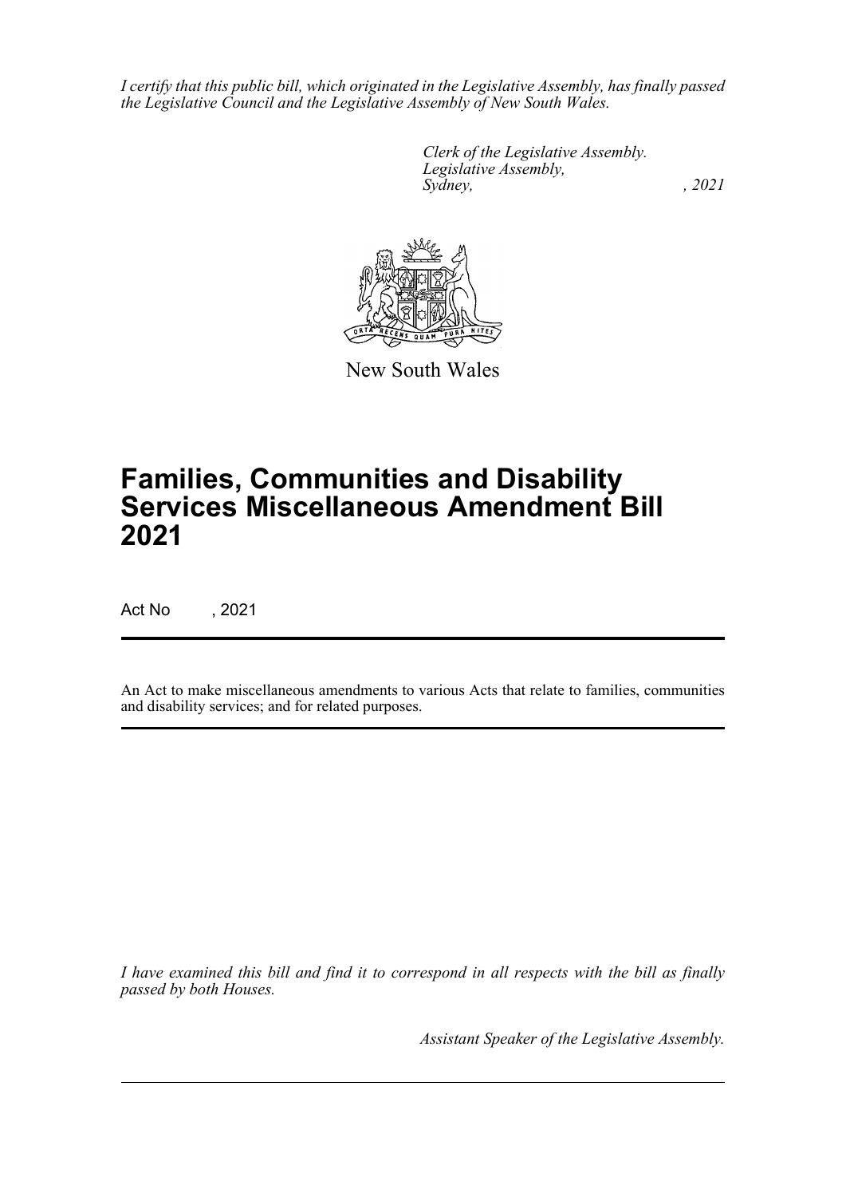*I certify that this public bill, which originated in the Legislative Assembly, has finally passed the Legislative Council and the Legislative Assembly of New South Wales.*

*Clerk of the Legislative Assembly.*
*Legislative Assembly,*
*Sydney, , 2021*

New South Wales

# Families, Communities and Disability Services Miscellaneous Amendment Bill 2021

Act No , 2021

An Act to make miscellaneous amendments to various Acts that relate to families, communities and disability services; and for related purposes.

*I have examined this bill and find it to correspond in all respects with the bill as finally passed by both Houses.*

*Assistant Speaker of the Legislative Assembly.*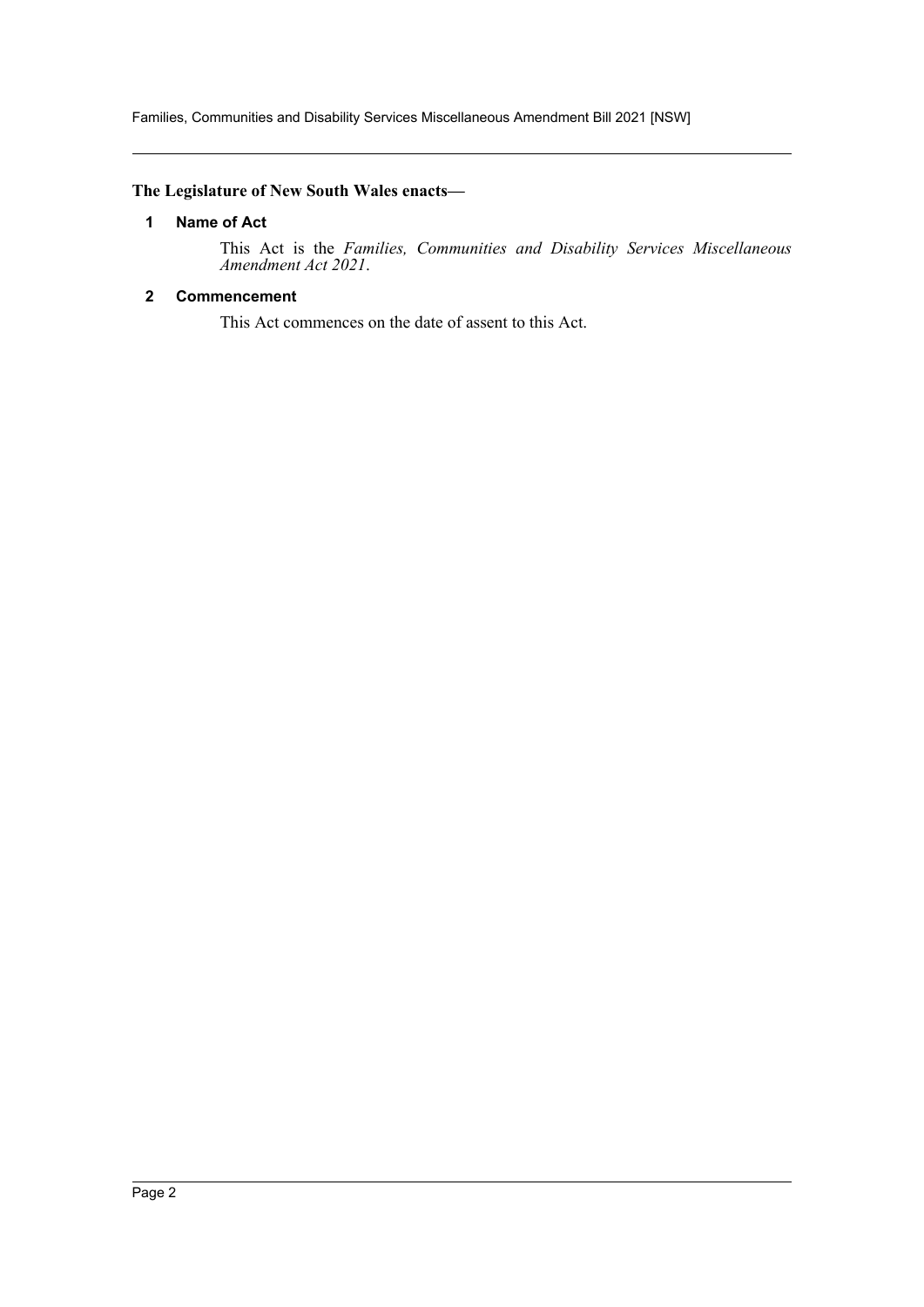**The Legislature of New South Wales enacts—**

### 1 Name of Act

This Act is the *Families, Communities and Disability Services Miscellaneous Amendment Act 2021*.

### 2 Commencement

This Act commences on the date of assent to this Act.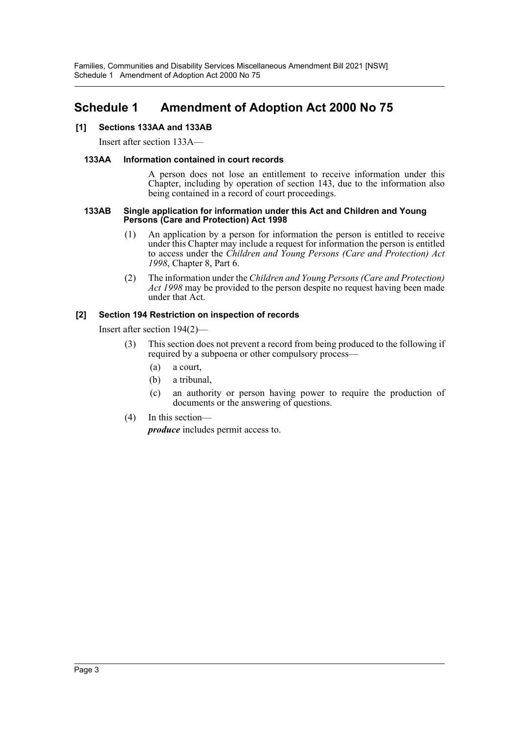# Schedule 1 Amendment of Adoption Act 2000 No 75

## [1] Sections 133AA and 133AB

Insert after section 133A—

### 133AA Information contained in court records

A person does not lose an entitlement to receive information under this Chapter, including by operation of section 143, due to the information also being contained in a record of court proceedings.

### 133AB Single application for information under this Act and Children and Young Persons (Care and Protection) Act 1998

(1) An application by a person for information the person is entitled to receive under this Chapter may include a request for information the person is entitled to access under the *Children and Young Persons (Care and Protection) Act 1998*, Chapter 8, Part 6.

(2) The information under the *Children and Young Persons (Care and Protection) Act 1998* may be provided to the person despite no request having been made under that Act.

## [2] Section 194 Restriction on inspection of records

Insert after section 194(2)—

(3) This section does not prevent a record from being produced to the following if required by a subpoena or other compulsory process—

(a) a court,

(b) a tribunal,

(c) an authority or person having power to require the production of documents or the answering of questions.

(4) In this section—

***produce*** includes permit access to.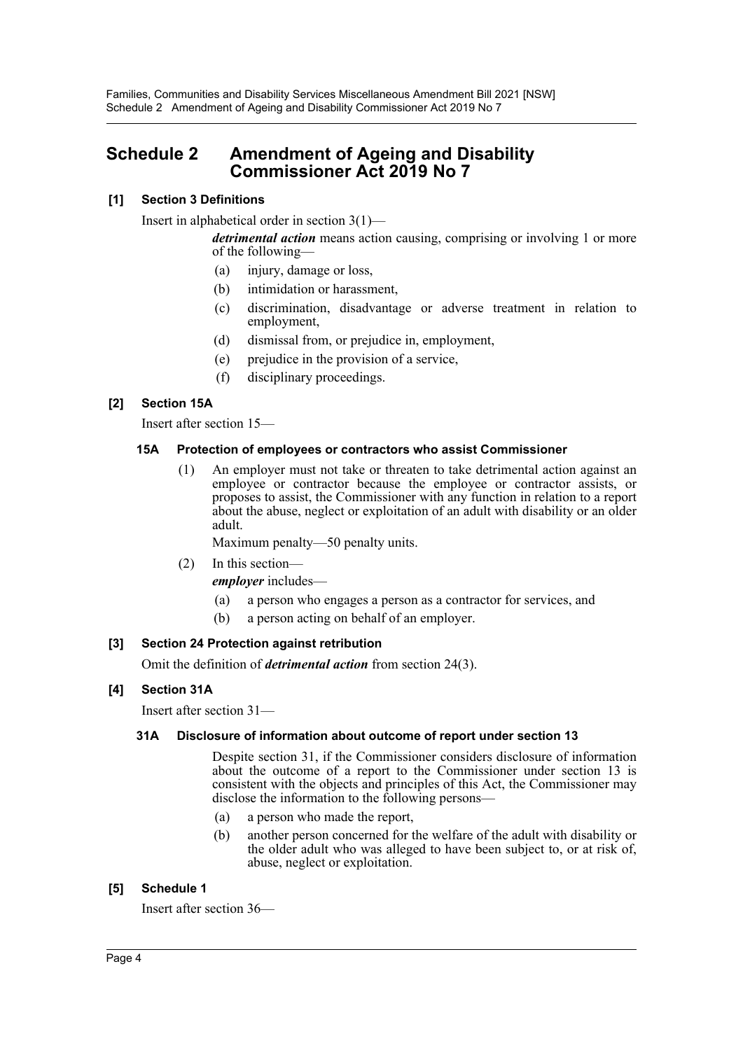# Schedule 2 Amendment of Ageing and Disability Commissioner Act 2019 No 7

### [1] Section 3 Definitions

Insert in alphabetical order in section 3(1)—

> ***detrimental action*** means action causing, comprising or involving 1 or more of the following—
>
> (a) injury, damage or loss,
>
> (b) intimidation or harassment,
>
> (c) discrimination, disadvantage or adverse treatment in relation to employment,
>
> (d) dismissal from, or prejudice in, employment,
>
> (e) prejudice in the provision of a service,
>
> (f) disciplinary proceedings.

### [2] Section 15A

Insert after section 15—

#### 15A Protection of employees or contractors who assist Commissioner

(1) An employer must not take or threaten to take detrimental action against an employee or contractor because the employee or contractor assists, or proposes to assist, the Commissioner with any function in relation to a report about the abuse, neglect or exploitation of an adult with disability or an older adult.

Maximum penalty—50 penalty units.

(2) In this section—

***employer*** includes—

(a) a person who engages a person as a contractor for services, and

(b) a person acting on behalf of an employer.

### [3] Section 24 Protection against retribution

Omit the definition of ***detrimental action*** from section 24(3).

### [4] Section 31A

Insert after section 31—

#### 31A Disclosure of information about outcome of report under section 13

Despite section 31, if the Commissioner considers disclosure of information about the outcome of a report to the Commissioner under section 13 is consistent with the objects and principles of this Act, the Commissioner may disclose the information to the following persons—

(a) a person who made the report,

(b) another person concerned for the welfare of the adult with disability or the older adult who was alleged to have been subject to, or at risk of, abuse, neglect or exploitation.

### [5] Schedule 1

Insert after section 36—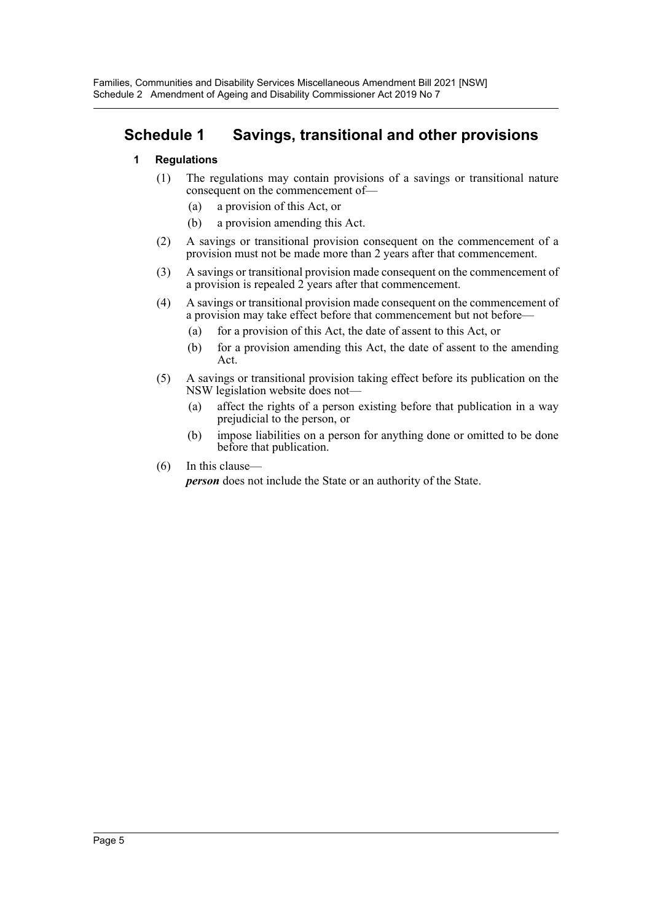## Schedule 1 Savings, transitional and other provisions

### 1 Regulations

(1) The regulations may contain provisions of a savings or transitional nature consequent on the commencement of—

(a) a provision of this Act, or

(b) a provision amending this Act.

(2) A savings or transitional provision consequent on the commencement of a provision must not be made more than 2 years after that commencement.

(3) A savings or transitional provision made consequent on the commencement of a provision is repealed 2 years after that commencement.

(4) A savings or transitional provision made consequent on the commencement of a provision may take effect before that commencement but not before—

(a) for a provision of this Act, the date of assent to this Act, or

(b) for a provision amending this Act, the date of assent to the amending Act.

(5) A savings or transitional provision taking effect before its publication on the NSW legislation website does not—

(a) affect the rights of a person existing before that publication in a way prejudicial to the person, or

(b) impose liabilities on a person for anything done or omitted to be done before that publication.

(6) In this clause—

***person*** does not include the State or an authority of the State.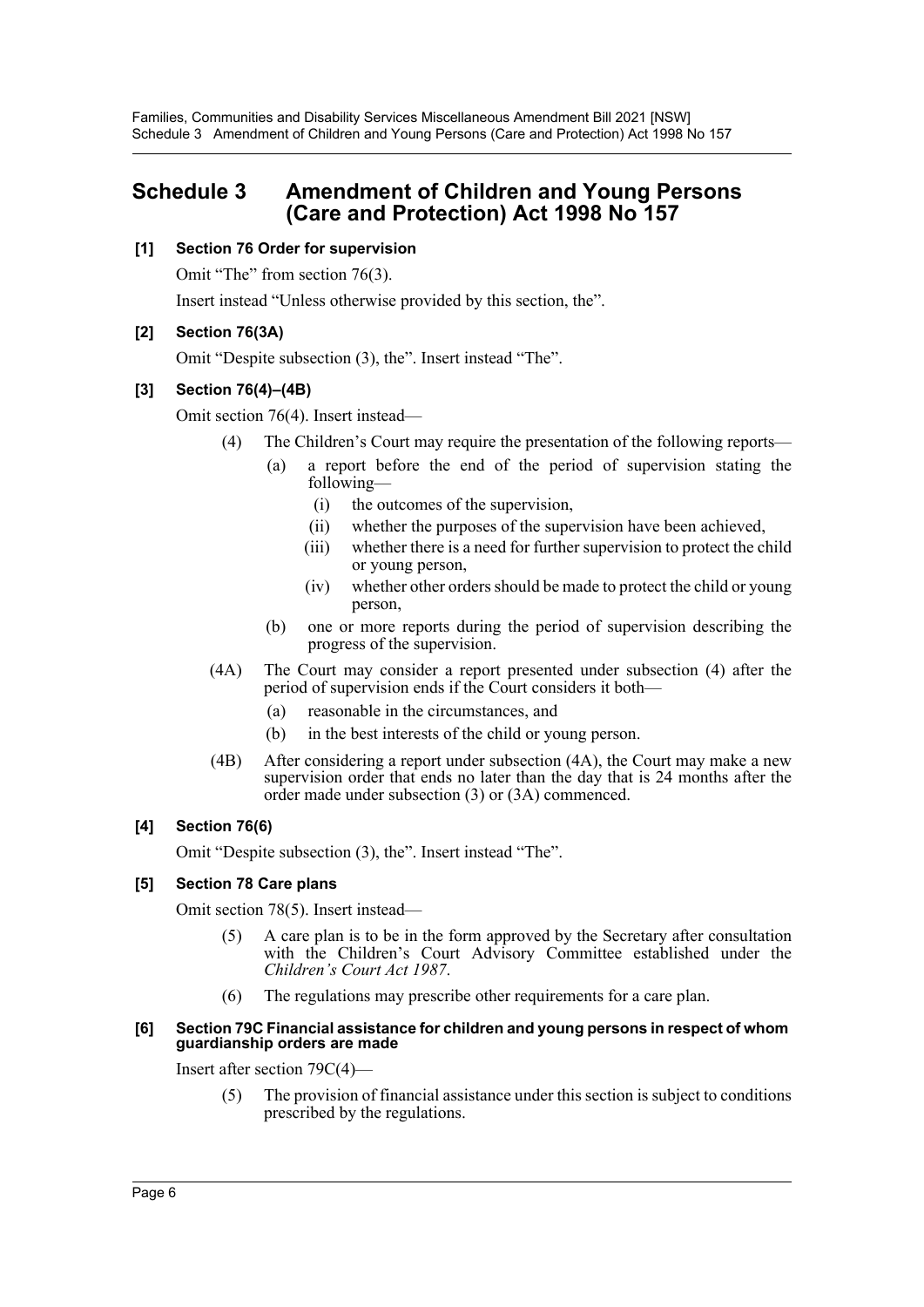# Schedule 3 Amendment of Children and Young Persons (Care and Protection) Act 1998 No 157

**[1] Section 76 Order for supervision**

Omit "The" from section 76(3).

Insert instead "Unless otherwise provided by this section, the".

**[2] Section 76(3A)**

Omit "Despite subsection (3), the". Insert instead "The".

**[3] Section 76(4)–(4B)**

Omit section 76(4). Insert instead—

(4) The Children's Court may require the presentation of the following reports—

- (a) a report before the end of the period of supervision stating the following—
  - (i) the outcomes of the supervision,
  - (ii) whether the purposes of the supervision have been achieved,
  - (iii) whether there is a need for further supervision to protect the child or young person,
  - (iv) whether other orders should be made to protect the child or young person,
- (b) one or more reports during the period of supervision describing the progress of the supervision.

(4A) The Court may consider a report presented under subsection (4) after the period of supervision ends if the Court considers it both—

- (a) reasonable in the circumstances, and
- (b) in the best interests of the child or young person.

(4B) After considering a report under subsection (4A), the Court may make a new supervision order that ends no later than the day that is 24 months after the order made under subsection (3) or (3A) commenced.

**[4] Section 76(6)**

Omit "Despite subsection (3), the". Insert instead "The".

**[5] Section 78 Care plans**

Omit section 78(5). Insert instead—

(5) A care plan is to be in the form approved by the Secretary after consultation with the Children's Court Advisory Committee established under the *Children's Court Act 1987*.

(6) The regulations may prescribe other requirements for a care plan.

**[6] Section 79C Financial assistance for children and young persons in respect of whom guardianship orders are made**

Insert after section 79C(4)—

(5) The provision of financial assistance under this section is subject to conditions prescribed by the regulations.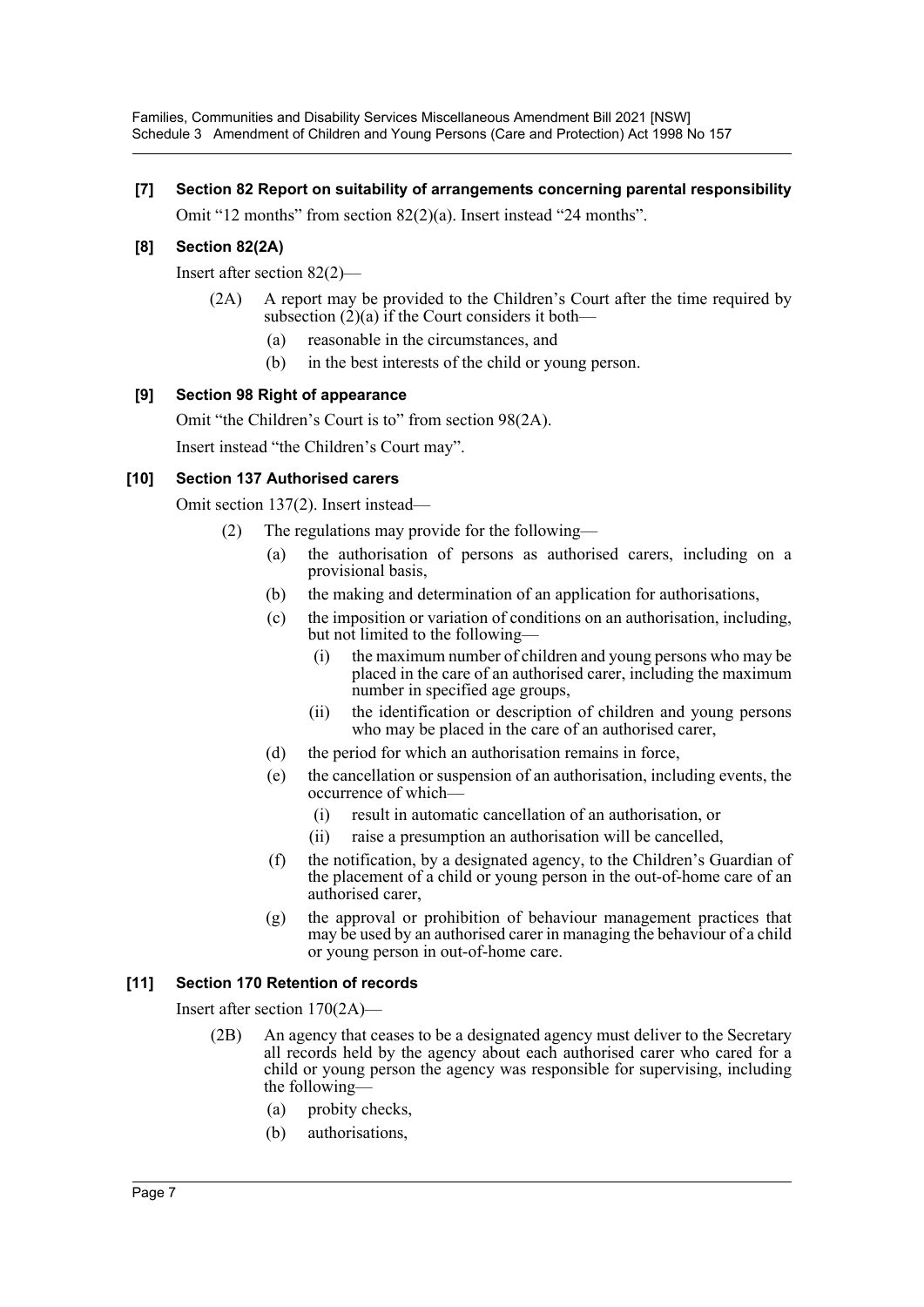**[7] Section 82 Report on suitability of arrangements concerning parental responsibility**

Omit "12 months" from section 82(2)(a). Insert instead "24 months".

**[8] Section 82(2A)**

Insert after section 82(2)—

(2A) A report may be provided to the Children's Court after the time required by subsection (2)(a) if the Court considers it both—

(a) reasonable in the circumstances, and

(b) in the best interests of the child or young person.

**[9] Section 98 Right of appearance**

Omit "the Children's Court is to" from section 98(2A).

Insert instead "the Children's Court may".

**[10] Section 137 Authorised carers**

Omit section 137(2). Insert instead—

(2) The regulations may provide for the following—

(a) the authorisation of persons as authorised carers, including on a provisional basis,

(b) the making and determination of an application for authorisations,

(c) the imposition or variation of conditions on an authorisation, including, but not limited to the following—

(i) the maximum number of children and young persons who may be placed in the care of an authorised carer, including the maximum number in specified age groups,

(ii) the identification or description of children and young persons who may be placed in the care of an authorised carer,

(d) the period for which an authorisation remains in force,

(e) the cancellation or suspension of an authorisation, including events, the occurrence of which—

(i) result in automatic cancellation of an authorisation, or

(ii) raise a presumption an authorisation will be cancelled,

(f) the notification, by a designated agency, to the Children's Guardian of the placement of a child or young person in the out-of-home care of an authorised carer,

(g) the approval or prohibition of behaviour management practices that may be used by an authorised carer in managing the behaviour of a child or young person in out-of-home care.

**[11] Section 170 Retention of records**

Insert after section 170(2A)—

(2B) An agency that ceases to be a designated agency must deliver to the Secretary all records held by the agency about each authorised carer who cared for a child or young person the agency was responsible for supervising, including the following—

(a) probity checks,

(b) authorisations,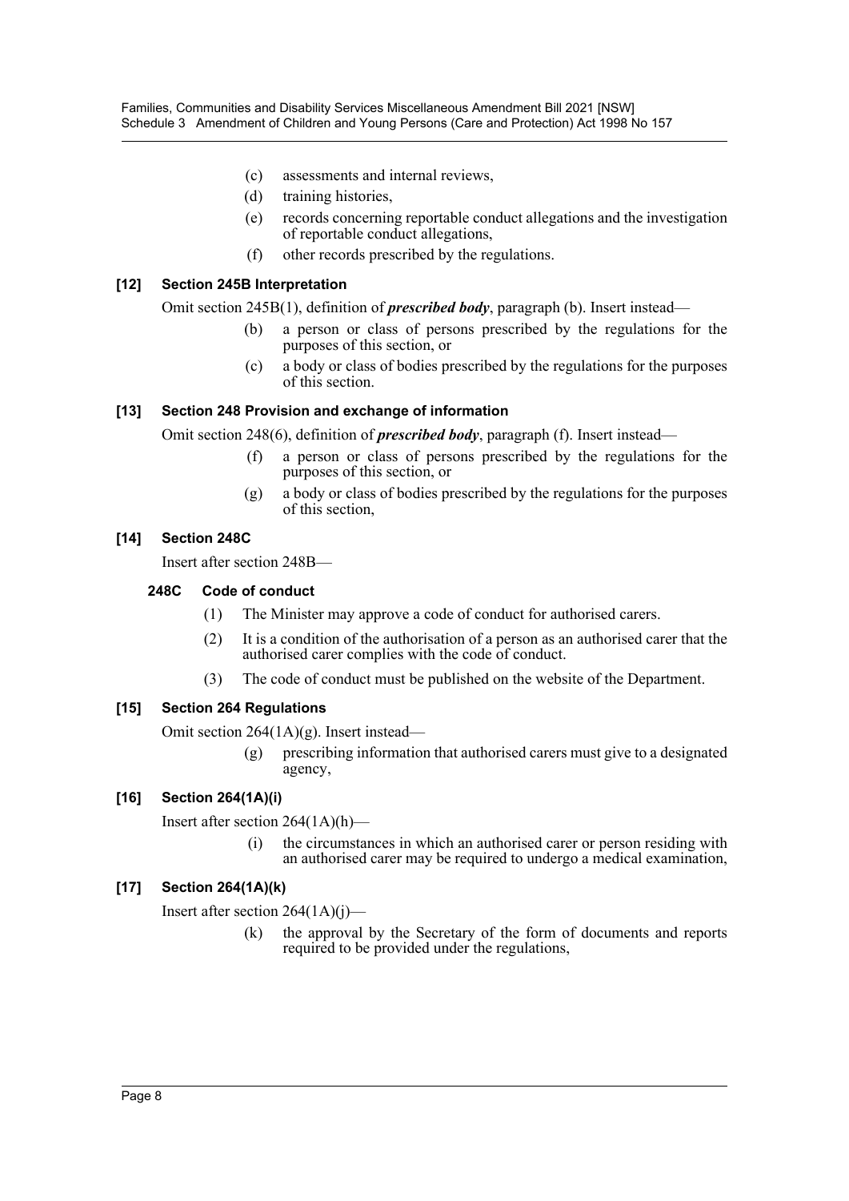(c) assessments and internal reviews,

(d) training histories,

(e) records concerning reportable conduct allegations and the investigation of reportable conduct allegations,

(f) other records prescribed by the regulations.

### [12] Section 245B Interpretation

Omit section 245B(1), definition of ***prescribed body***, paragraph (b). Insert instead—

(b) a person or class of persons prescribed by the regulations for the purposes of this section, or

(c) a body or class of bodies prescribed by the regulations for the purposes of this section.

### [13] Section 248 Provision and exchange of information

Omit section 248(6), definition of ***prescribed body***, paragraph (f). Insert instead—

(f) a person or class of persons prescribed by the regulations for the purposes of this section, or

(g) a body or class of bodies prescribed by the regulations for the purposes of this section,

### [14] Section 248C

Insert after section 248B—

#### 248C Code of conduct

(1) The Minister may approve a code of conduct for authorised carers.

(2) It is a condition of the authorisation of a person as an authorised carer that the authorised carer complies with the code of conduct.

(3) The code of conduct must be published on the website of the Department.

### [15] Section 264 Regulations

Omit section 264(1A)(g). Insert instead—

(g) prescribing information that authorised carers must give to a designated agency,

### [16] Section 264(1A)(i)

Insert after section 264(1A)(h)—

(i) the circumstances in which an authorised carer or person residing with an authorised carer may be required to undergo a medical examination,

### [17] Section 264(1A)(k)

Insert after section 264(1A)(j)—

(k) the approval by the Secretary of the form of documents and reports required to be provided under the regulations,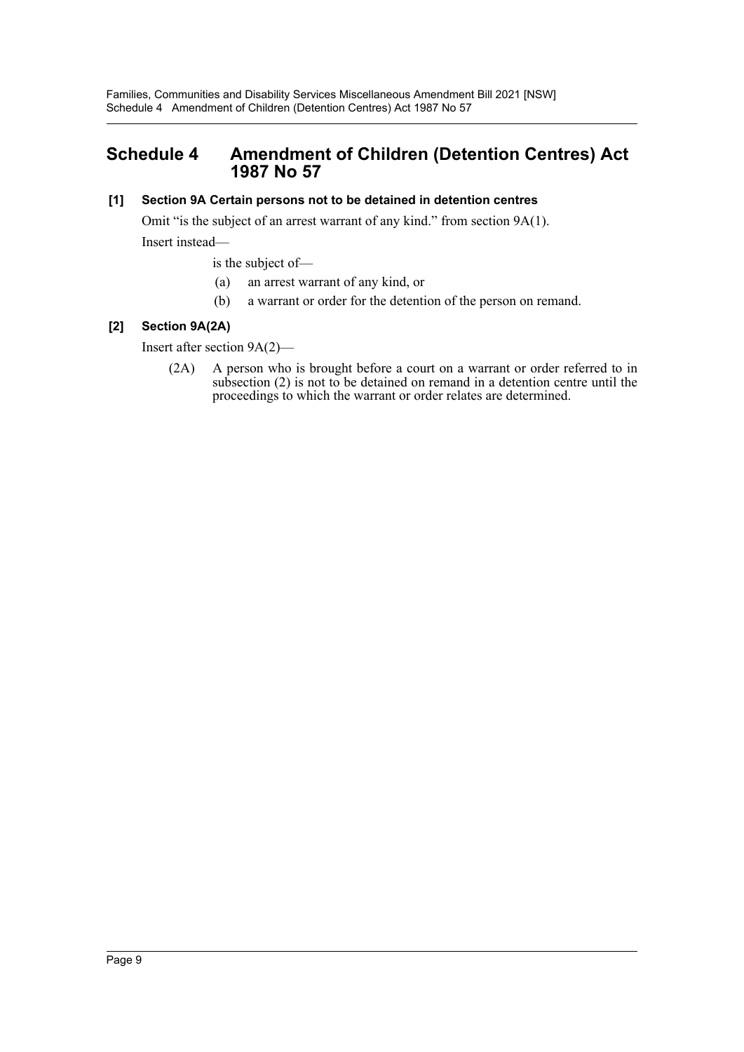# Schedule 4 Amendment of Children (Detention Centres) Act 1987 No 57

### [1] Section 9A Certain persons not to be detained in detention centres

Omit "is the subject of an arrest warrant of any kind." from section 9A(1).

Insert instead—

is the subject of—

(a) an arrest warrant of any kind, or

(b) a warrant or order for the detention of the person on remand.

### [2] Section 9A(2A)

Insert after section 9A(2)—

(2A) A person who is brought before a court on a warrant or order referred to in subsection (2) is not to be detained on remand in a detention centre until the proceedings to which the warrant or order relates are determined.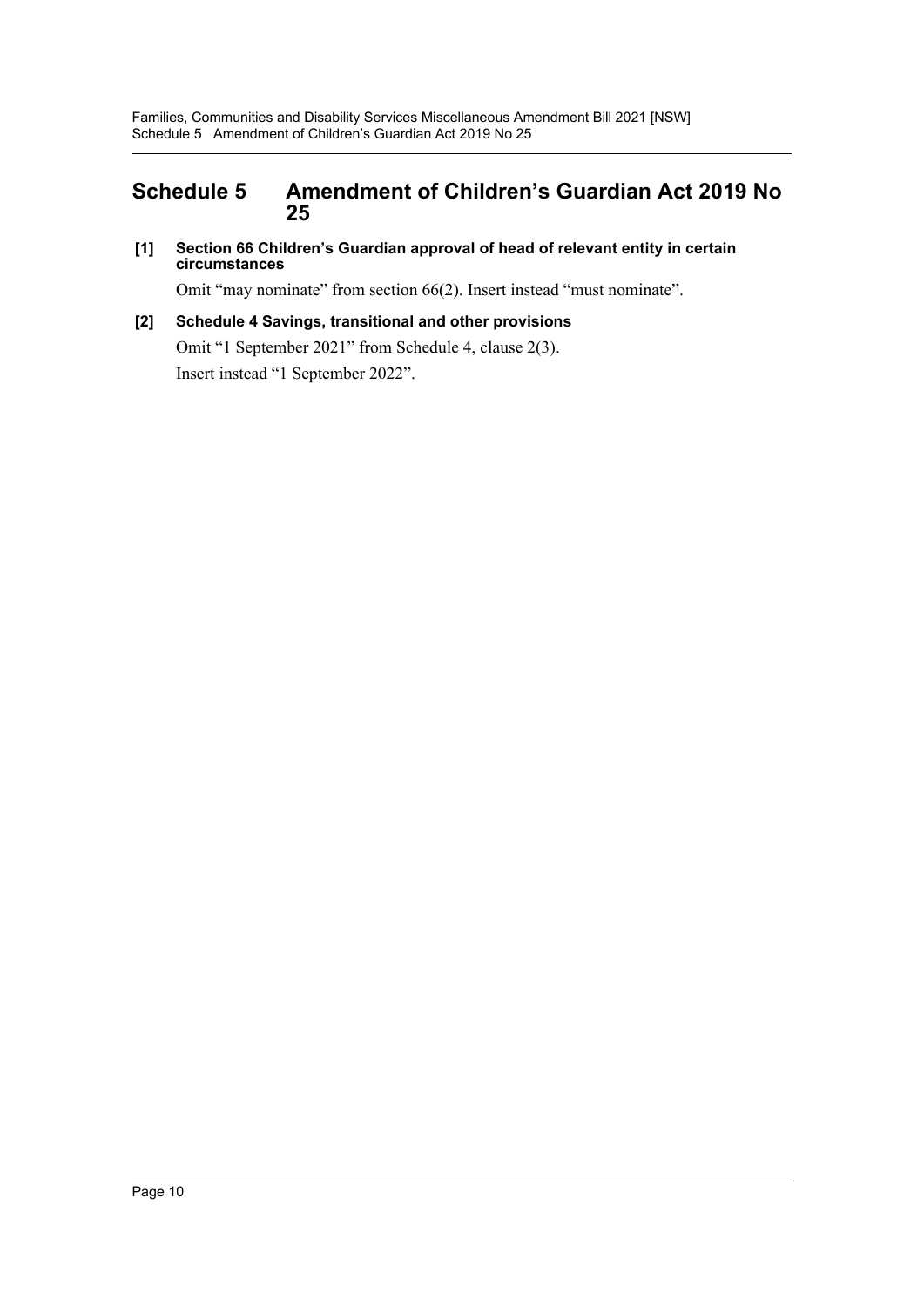# Schedule 5 Amendment of Children's Guardian Act 2019 No 25

**[1] Section 66 Children's Guardian approval of head of relevant entity in certain circumstances**

Omit "may nominate" from section 66(2). Insert instead "must nominate".

**[2] Schedule 4 Savings, transitional and other provisions**

Omit "1 September 2021" from Schedule 4, clause 2(3).

Insert instead "1 September 2022".